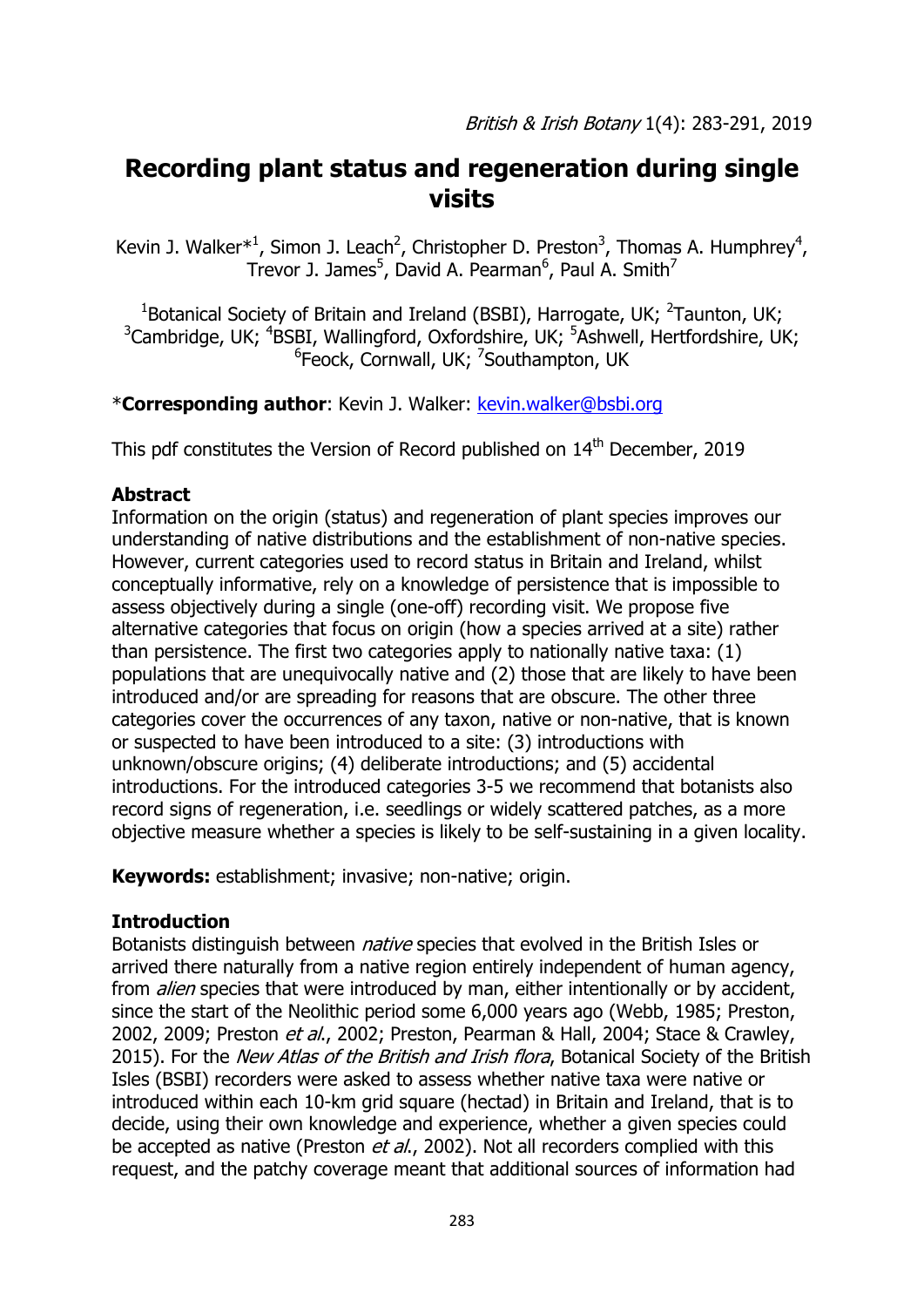# Recording plant status and regeneration during single visits

Kevin J. Walker*[1], Simon J. Leach[2], Christopher D. Preston[3], Thomas A. Humphrey[4], Trevor J. James[5], David A. Pearman[6], Paul A. Smith[7]

[1]Botanical Society of Britain and Ireland (BSBI), Harrogate, UK; [2]Taunton, UK; [3]Cambridge, UK; [4]BSBI, Wallingford, Oxfordshire, UK; [5]Ashwell, Hertfordshire, UK; [6]Feock, Cornwall, UK; [7]Southampton, UK

***Corresponding author**: Kevin J. Walker: kevin.walker@bsbi.org

This pdf constitutes the Version of Record published on 14th December, 2019

## Abstract

Information on the origin (status) and regeneration of plant species improves our understanding of native distributions and the establishment of non-native species. However, current categories used to record status in Britain and Ireland, whilst conceptually informative, rely on a knowledge of persistence that is impossible to assess objectively during a single (one-off) recording visit. We propose five alternative categories that focus on origin (how a species arrived at a site) rather than persistence. The first two categories apply to nationally native taxa: (1) populations that are unequivocally native and (2) those that are likely to have been introduced and/or are spreading for reasons that are obscure. The other three categories cover the occurrences of any taxon, native or non-native, that is known or suspected to have been introduced to a site: (3) introductions with unknown/obscure origins; (4) deliberate introductions; and (5) accidental introductions. For the introduced categories 3-5 we recommend that botanists also record signs of regeneration, i.e. seedlings or widely scattered patches, as a more objective measure whether a species is likely to be self-sustaining in a given locality.

**Keywords:** establishment; invasive; non-native; origin.

## Introduction

Botanists distinguish between *native* species that evolved in the British Isles or arrived there naturally from a native region entirely independent of human agency, from *alien* species that were introduced by man, either intentionally or by accident, since the start of the Neolithic period some 6,000 years ago (Webb, 1985; Preston, 2002, 2009; Preston *et al.*, 2002; Preston, Pearman & Hall, 2004; Stace & Crawley, 2015). For the *New Atlas of the British and Irish flora*, Botanical Society of the British Isles (BSBI) recorders were asked to assess whether native taxa were native or introduced within each 10-km grid square (hectad) in Britain and Ireland, that is to decide, using their own knowledge and experience, whether a given species could be accepted as native (Preston *et al.*, 2002). Not all recorders complied with this request, and the patchy coverage meant that additional sources of information had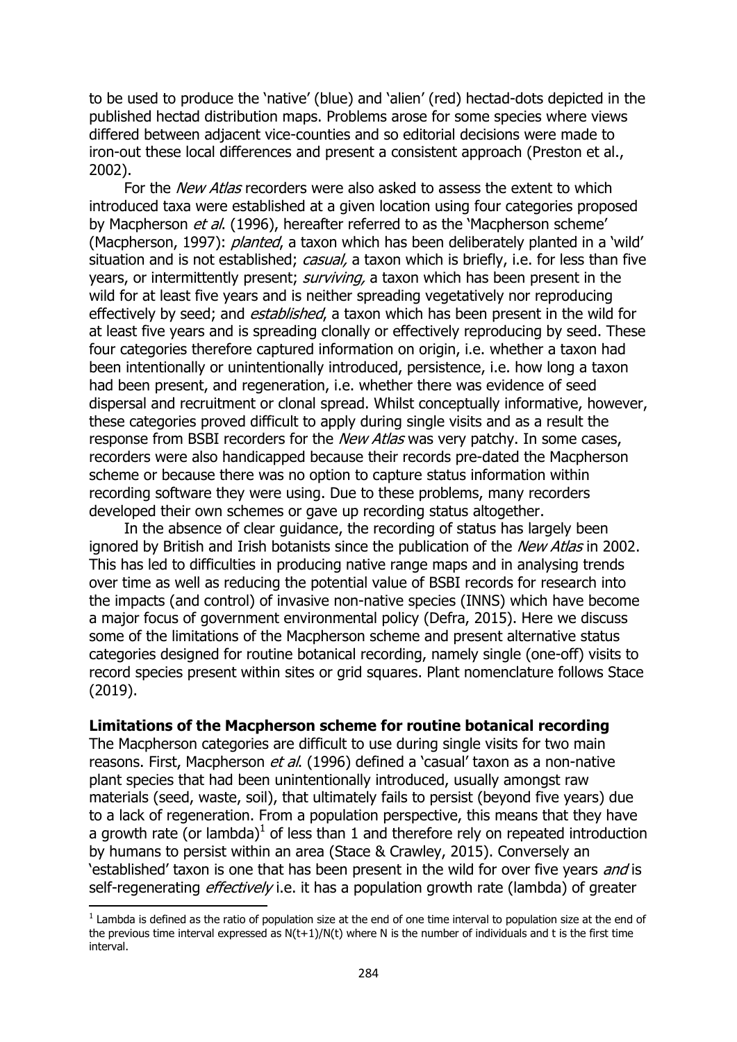to be used to produce the 'native' (blue) and 'alien' (red) hectad-dots depicted in the published hectad distribution maps. Problems arose for some species where views differed between adjacent vice-counties and so editorial decisions were made to iron-out these local differences and present a consistent approach (Preston et al., 2002).

For the *New Atlas* recorders were also asked to assess the extent to which introduced taxa were established at a given location using four categories proposed by Macpherson *et al.* (1996), hereafter referred to as the 'Macpherson scheme' (Macpherson, 1997): *planted*, a taxon which has been deliberately planted in a 'wild' situation and is not established; *casual,* a taxon which is briefly, i.e. for less than five years, or intermittently present; *surviving,* a taxon which has been present in the wild for at least five years and is neither spreading vegetatively nor reproducing effectively by seed; and *established*, a taxon which has been present in the wild for at least five years and is spreading clonally or effectively reproducing by seed. These four categories therefore captured information on origin, i.e. whether a taxon had been intentionally or unintentionally introduced, persistence, i.e. how long a taxon had been present, and regeneration, i.e. whether there was evidence of seed dispersal and recruitment or clonal spread. Whilst conceptually informative, however, these categories proved difficult to apply during single visits and as a result the response from BSBI recorders for the *New Atlas* was very patchy. In some cases, recorders were also handicapped because their records pre-dated the Macpherson scheme or because there was no option to capture status information within recording software they were using. Due to these problems, many recorders developed their own schemes or gave up recording status altogether.

In the absence of clear guidance, the recording of status has largely been ignored by British and Irish botanists since the publication of the *New Atlas* in 2002. This has led to difficulties in producing native range maps and in analysing trends over time as well as reducing the potential value of BSBI records for research into the impacts (and control) of invasive non-native species (INNS) which have become a major focus of government environmental policy (Defra, 2015). Here we discuss some of the limitations of the Macpherson scheme and present alternative status categories designed for routine botanical recording, namely single (one-off) visits to record species present within sites or grid squares. Plant nomenclature follows Stace (2019).

## Limitations of the Macpherson scheme for routine botanical recording

The Macpherson categories are difficult to use during single visits for two main reasons. First, Macpherson *et al.* (1996) defined a 'casual' taxon as a non-native plant species that had been unintentionally introduced, usually amongst raw materials (seed, waste, soil), that ultimately fails to persist (beyond five years) due to a lack of regeneration. From a population perspective, this means that they have a growth rate (or lambda)[1] of less than 1 and therefore rely on repeated introduction by humans to persist within an area (Stace & Crawley, 2015). Conversely an 'established' taxon is one that has been present in the wild for over five years *and* is self-regenerating *effectively* i.e. it has a population growth rate (lambda) of greater

[1] Lambda is defined as the ratio of population size at the end of one time interval to population size at the end of the previous time interval expressed as $N(t+1)/N(t)$ where N is the number of individuals and t is the first time interval.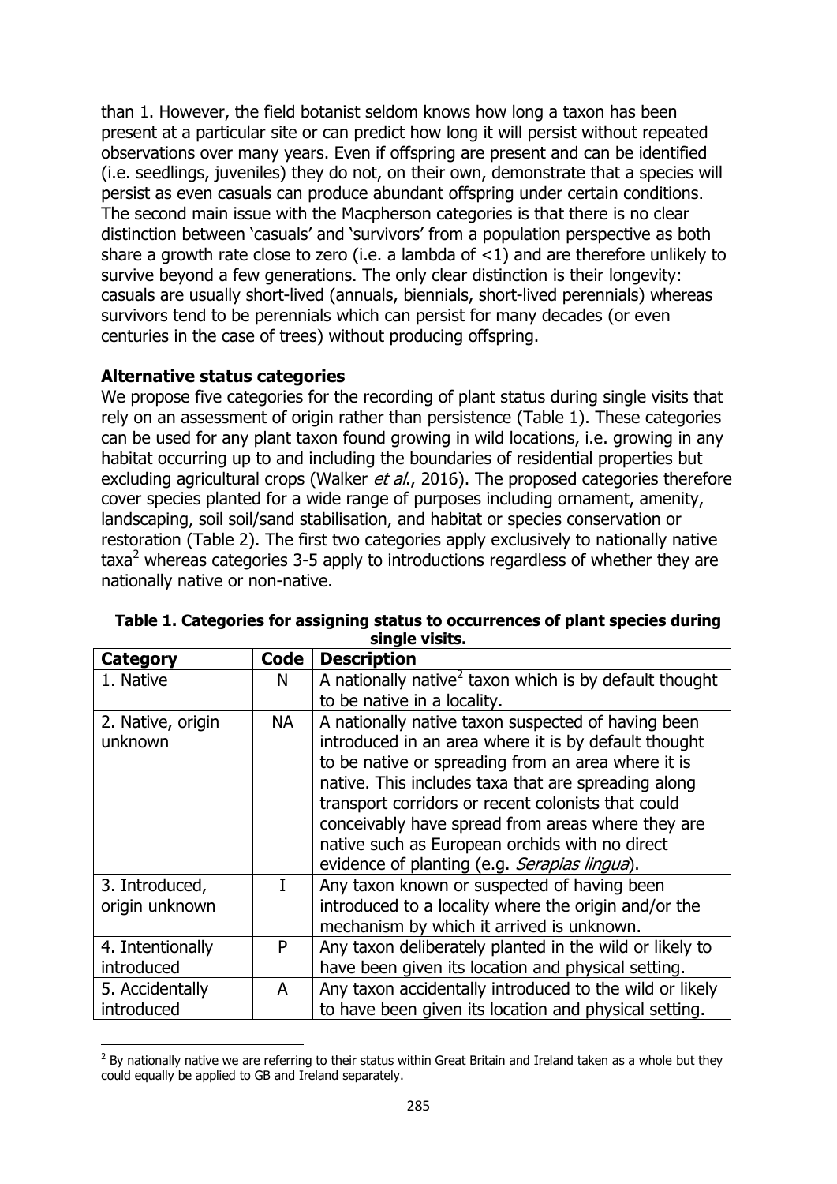than 1. However, the field botanist seldom knows how long a taxon has been present at a particular site or can predict how long it will persist without repeated observations over many years. Even if offspring are present and can be identified (i.e. seedlings, juveniles) they do not, on their own, demonstrate that a species will persist as even casuals can produce abundant offspring under certain conditions. The second main issue with the Macpherson categories is that there is no clear distinction between 'casuals' and 'survivors' from a population perspective as both share a growth rate close to zero (i.e. a lambda of <1) and are therefore unlikely to survive beyond a few generations. The only clear distinction is their longevity: casuals are usually short-lived (annuals, biennials, short-lived perennials) whereas survivors tend to be perennials which can persist for many decades (or even centuries in the case of trees) without producing offspring.

**Alternative status categories**

We propose five categories for the recording of plant status during single visits that rely on an assessment of origin rather than persistence (Table 1). These categories can be used for any plant taxon found growing in wild locations, i.e. growing in any habitat occurring up to and including the boundaries of residential properties but excluding agricultural crops (Walker *et al*., 2016). The proposed categories therefore cover species planted for a wide range of purposes including ornament, amenity, landscaping, soil soil/sand stabilisation, and habitat or species conservation or restoration (Table 2). The first two categories apply exclusively to nationally native taxa[2] whereas categories 3-5 apply to introductions regardless of whether they are nationally native or non-native.

**Table 1. Categories for assigning status to occurrences of plant species during single visits.**

| Category | Code | Description |
|---|---|---|
| 1. Native | N | A nationally native[2] taxon which is by default thought to be native in a locality. |
| 2. Native, origin unknown | NA | A nationally native taxon suspected of having been introduced in an area where it is by default thought to be native or spreading from an area where it is native. This includes taxa that are spreading along transport corridors or recent colonists that could conceivably have spread from areas where they are native such as European orchids with no direct evidence of planting (e.g. *Serapias lingua*). |
| 3. Introduced, origin unknown | I | Any taxon known or suspected of having been introduced to a locality where the origin and/or the mechanism by which it arrived is unknown. |
| 4. Intentionally introduced | P | Any taxon deliberately planted in the wild or likely to have been given its location and physical setting. |
| 5. Accidentally introduced | A | Any taxon accidentally introduced to the wild or likely to have been given its location and physical setting. |

[2] By nationally native we are referring to their status within Great Britain and Ireland taken as a whole but they could equally be applied to GB and Ireland separately.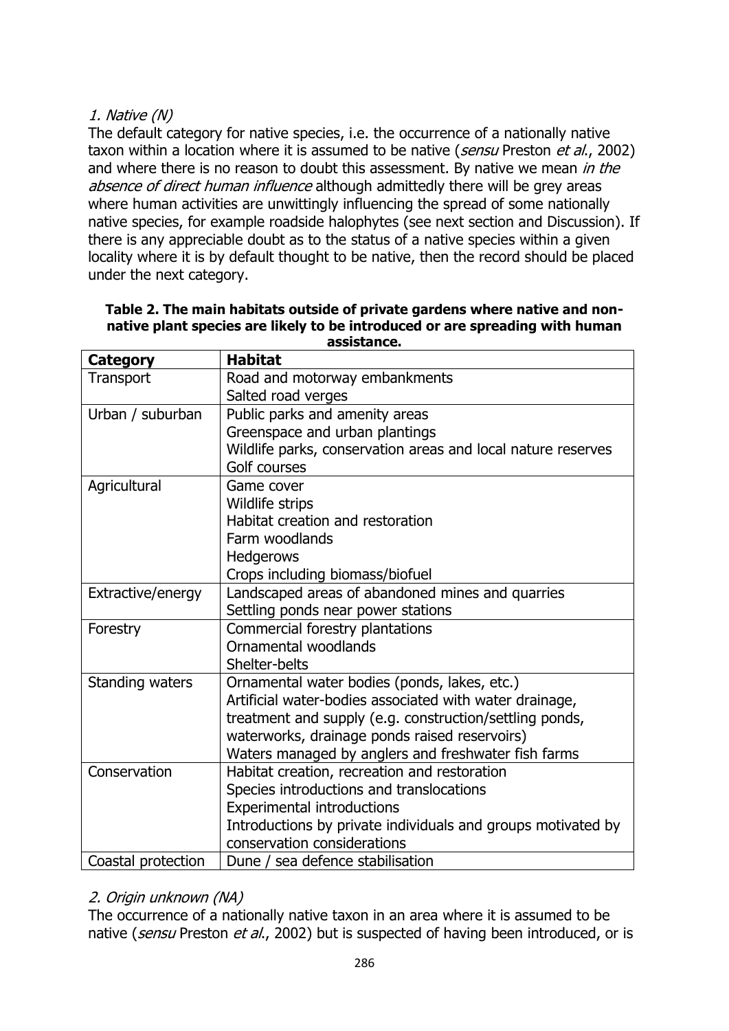*1. Native (N)*

The default category for native species, i.e. the occurrence of a nationally native taxon within a location where it is assumed to be native (*sensu* Preston *et al.*, 2002) and where there is no reason to doubt this assessment. By native we mean *in the absence of direct human influence* although admittedly there will be grey areas where human activities are unwittingly influencing the spread of some nationally native species, for example roadside halophytes (see next section and Discussion). If there is any appreciable doubt as to the status of a native species within a given locality where it is by default thought to be native, then the record should be placed under the next category.

**Table 2. The main habitats outside of private gardens where native and non-native plant species are likely to be introduced or are spreading with human assistance.**

| Category | Habitat |
|---|---|
| Transport | Road and motorway embankments<br>Salted road verges |
| Urban / suburban | Public parks and amenity areas<br>Greenspace and urban plantings<br>Wildlife parks, conservation areas and local nature reserves<br>Golf courses |
| Agricultural | Game cover<br>Wildlife strips<br>Habitat creation and restoration<br>Farm woodlands<br>Hedgerows<br>Crops including biomass/biofuel |
| Extractive/energy | Landscaped areas of abandoned mines and quarries<br>Settling ponds near power stations |
| Forestry | Commercial forestry plantations<br>Ornamental woodlands<br>Shelter-belts |
| Standing waters | Ornamental water bodies (ponds, lakes, etc.)<br>Artificial water-bodies associated with water drainage, treatment and supply (e.g. construction/settling ponds, waterworks, drainage ponds raised reservoirs)<br>Waters managed by anglers and freshwater fish farms |
| Conservation | Habitat creation, recreation and restoration<br>Species introductions and translocations<br>Experimental introductions<br>Introductions by private individuals and groups motivated by conservation considerations |
| Coastal protection | Dune / sea defence stabilisation |

*2. Origin unknown (NA)*

The occurrence of a nationally native taxon in an area where it is assumed to be native (*sensu* Preston *et al.*, 2002) but is suspected of having been introduced, or is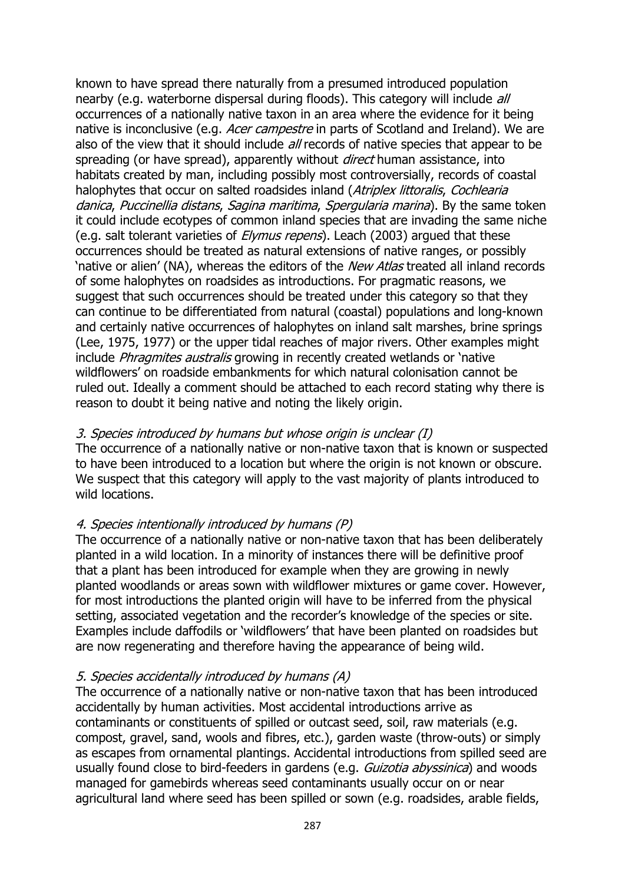known to have spread there naturally from a presumed introduced population nearby (e.g. waterborne dispersal during floods). This category will include *all* occurrences of a nationally native taxon in an area where the evidence for it being native is inconclusive (e.g. *Acer campestre* in parts of Scotland and Ireland). We are also of the view that it should include *all* records of native species that appear to be spreading (or have spread), apparently without *direct* human assistance, into habitats created by man, including possibly most controversially, records of coastal halophytes that occur on salted roadsides inland (*Atriplex littoralis*, *Cochlearia danica*, *Puccinellia distans*, *Sagina maritima*, *Spergularia marina*). By the same token it could include ecotypes of common inland species that are invading the same niche (e.g. salt tolerant varieties of *Elymus repens*). Leach (2003) argued that these occurrences should be treated as natural extensions of native ranges, or possibly 'native or alien' (NA), whereas the editors of the *New Atlas* treated all inland records of some halophytes on roadsides as introductions. For pragmatic reasons, we suggest that such occurrences should be treated under this category so that they can continue to be differentiated from natural (coastal) populations and long-known and certainly native occurrences of halophytes on inland salt marshes, brine springs (Lee, 1975, 1977) or the upper tidal reaches of major rivers. Other examples might include *Phragmites australis* growing in recently created wetlands or 'native wildflowers' on roadside embankments for which natural colonisation cannot be ruled out. Ideally a comment should be attached to each record stating why there is reason to doubt it being native and noting the likely origin.

*3. Species introduced by humans but whose origin is unclear (I)*

The occurrence of a nationally native or non-native taxon that is known or suspected to have been introduced to a location but where the origin is not known or obscure. We suspect that this category will apply to the vast majority of plants introduced to wild locations.

*4. Species intentionally introduced by humans (P)*

The occurrence of a nationally native or non-native taxon that has been deliberately planted in a wild location. In a minority of instances there will be definitive proof that a plant has been introduced for example when they are growing in newly planted woodlands or areas sown with wildflower mixtures or game cover. However, for most introductions the planted origin will have to be inferred from the physical setting, associated vegetation and the recorder's knowledge of the species or site. Examples include daffodils or 'wildflowers' that have been planted on roadsides but are now regenerating and therefore having the appearance of being wild.

*5. Species accidentally introduced by humans (A)*

The occurrence of a nationally native or non-native taxon that has been introduced accidentally by human activities. Most accidental introductions arrive as contaminants or constituents of spilled or outcast seed, soil, raw materials (e.g. compost, gravel, sand, wools and fibres, etc.), garden waste (throw-outs) or simply as escapes from ornamental plantings. Accidental introductions from spilled seed are usually found close to bird-feeders in gardens (e.g. *Guizotia abyssinica*) and woods managed for gamebirds whereas seed contaminants usually occur on or near agricultural land where seed has been spilled or sown (e.g. roadsides, arable fields,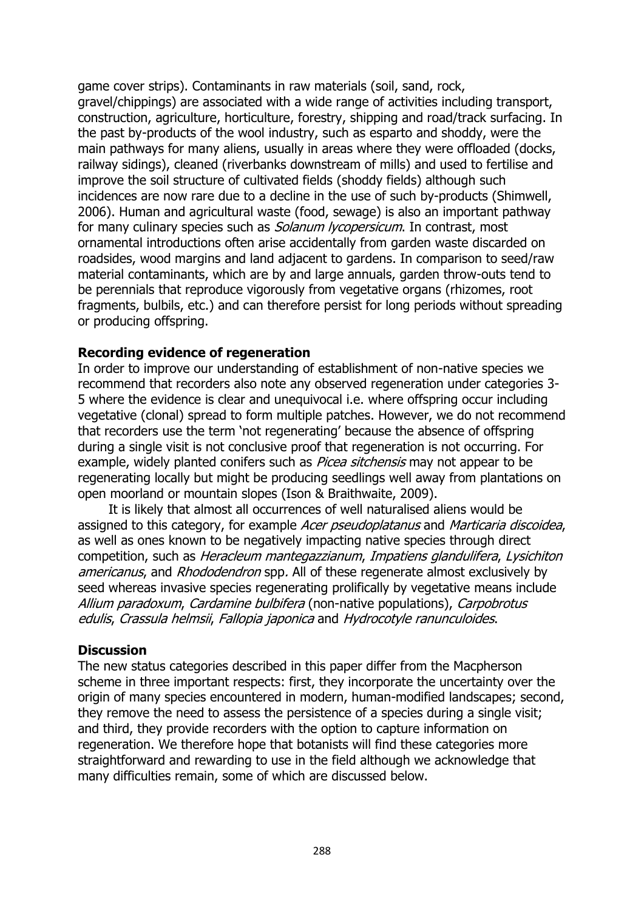game cover strips). Contaminants in raw materials (soil, sand, rock, gravel/chippings) are associated with a wide range of activities including transport, construction, agriculture, horticulture, forestry, shipping and road/track surfacing. In the past by-products of the wool industry, such as esparto and shoddy, were the main pathways for many aliens, usually in areas where they were offloaded (docks, railway sidings), cleaned (riverbanks downstream of mills) and used to fertilise and improve the soil structure of cultivated fields (shoddy fields) although such incidences are now rare due to a decline in the use of such by-products (Shimwell, 2006). Human and agricultural waste (food, sewage) is also an important pathway for many culinary species such as *Solanum lycopersicum*. In contrast, most ornamental introductions often arise accidentally from garden waste discarded on roadsides, wood margins and land adjacent to gardens. In comparison to seed/raw material contaminants, which are by and large annuals, garden throw-outs tend to be perennials that reproduce vigorously from vegetative organs (rhizomes, root fragments, bulbils, etc.) and can therefore persist for long periods without spreading or producing offspring.

**Recording evidence of regeneration**

In order to improve our understanding of establishment of non-native species we recommend that recorders also note any observed regeneration under categories 3-5 where the evidence is clear and unequivocal i.e. where offspring occur including vegetative (clonal) spread to form multiple patches. However, we do not recommend that recorders use the term 'not regenerating' because the absence of offspring during a single visit is not conclusive proof that regeneration is not occurring. For example, widely planted conifers such as *Picea sitchensis* may not appear to be regenerating locally but might be producing seedlings well away from plantations on open moorland or mountain slopes (Ison & Braithwaite, 2009).

It is likely that almost all occurrences of well naturalised aliens would be assigned to this category, for example *Acer pseudoplatanus* and *Marticaria discoidea*, as well as ones known to be negatively impacting native species through direct competition, such as *Heracleum mantegazzianum*, *Impatiens glandulifera*, *Lysichiton americanus*, and *Rhododendron* spp. All of these regenerate almost exclusively by seed whereas invasive species regenerating prolifically by vegetative means include *Allium paradoxum*, *Cardamine bulbifera* (non-native populations), *Carpobrotus edulis*, *Crassula helmsii*, *Fallopia japonica* and *Hydrocotyle ranunculoides*.

**Discussion**

The new status categories described in this paper differ from the Macpherson scheme in three important respects: first, they incorporate the uncertainty over the origin of many species encountered in modern, human-modified landscapes; second, they remove the need to assess the persistence of a species during a single visit; and third, they provide recorders with the option to capture information on regeneration. We therefore hope that botanists will find these categories more straightforward and rewarding to use in the field although we acknowledge that many difficulties remain, some of which are discussed below.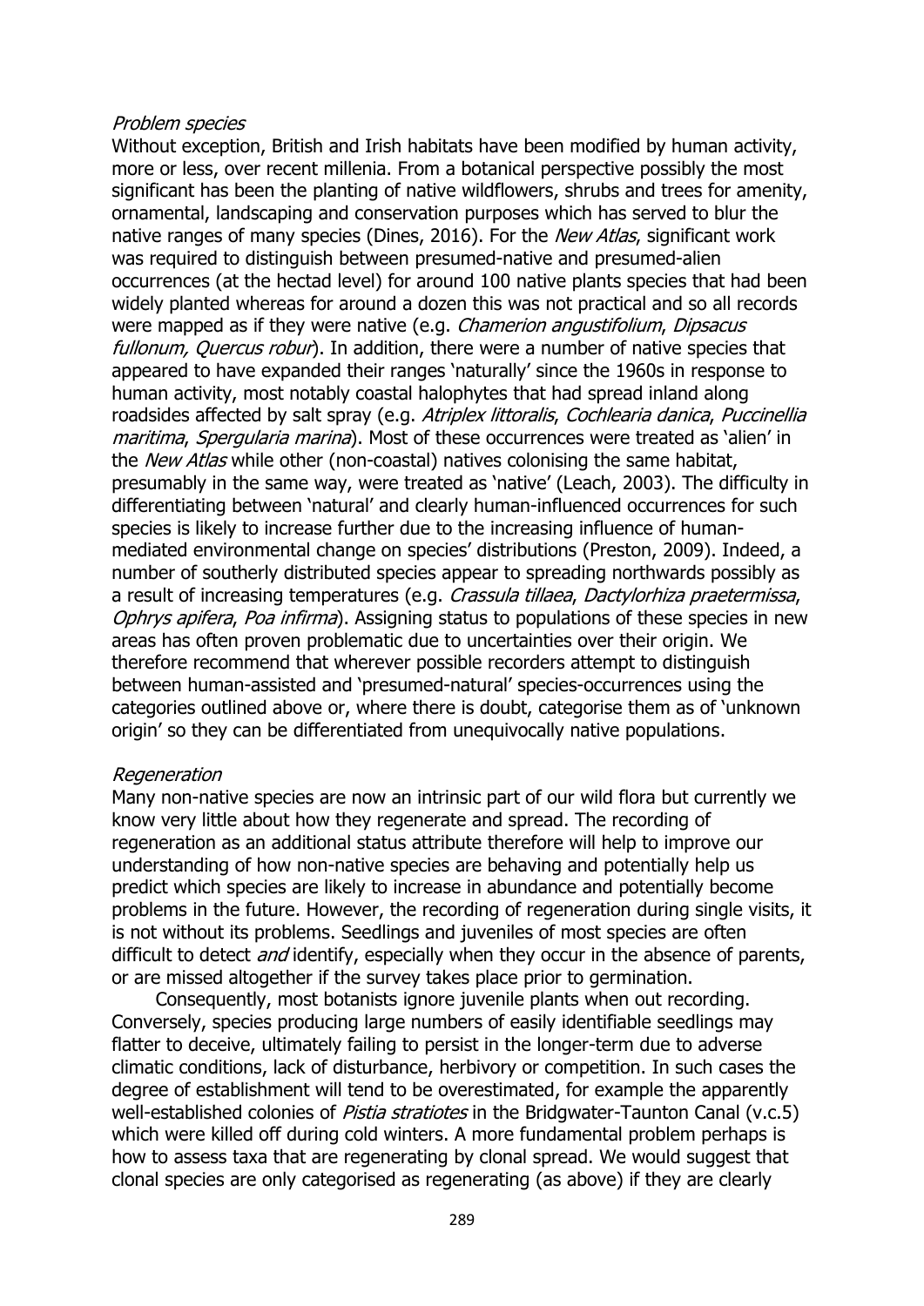*Problem species*

Without exception, British and Irish habitats have been modified by human activity, more or less, over recent millenia. From a botanical perspective possibly the most significant has been the planting of native wildflowers, shrubs and trees for amenity, ornamental, landscaping and conservation purposes which has served to blur the native ranges of many species (Dines, 2016). For the *New Atlas*, significant work was required to distinguish between presumed-native and presumed-alien occurrences (at the hectad level) for around 100 native plants species that had been widely planted whereas for around a dozen this was not practical and so all records were mapped as if they were native (e.g. *Chamerion angustifolium*, *Dipsacus fullonum, Quercus robur*). In addition, there were a number of native species that appeared to have expanded their ranges 'naturally' since the 1960s in response to human activity, most notably coastal halophytes that had spread inland along roadsides affected by salt spray (e.g. *Atriplex littoralis*, *Cochlearia danica*, *Puccinellia maritima*, *Spergularia marina*). Most of these occurrences were treated as 'alien' in the *New Atlas* while other (non-coastal) natives colonising the same habitat, presumably in the same way, were treated as 'native' (Leach, 2003). The difficulty in differentiating between 'natural' and clearly human-influenced occurrences for such species is likely to increase further due to the increasing influence of human-mediated environmental change on species' distributions (Preston, 2009). Indeed, a number of southerly distributed species appear to spreading northwards possibly as a result of increasing temperatures (e.g. *Crassula tillaea*, *Dactylorhiza praetermissa*, *Ophrys apifera*, *Poa infirma*). Assigning status to populations of these species in new areas has often proven problematic due to uncertainties over their origin. We therefore recommend that wherever possible recorders attempt to distinguish between human-assisted and 'presumed-natural' species-occurrences using the categories outlined above or, where there is doubt, categorise them as of 'unknown origin' so they can be differentiated from unequivocally native populations.

*Regeneration*

Many non-native species are now an intrinsic part of our wild flora but currently we know very little about how they regenerate and spread. The recording of regeneration as an additional status attribute therefore will help to improve our understanding of how non-native species are behaving and potentially help us predict which species are likely to increase in abundance and potentially become problems in the future. However, the recording of regeneration during single visits, it is not without its problems. Seedlings and juveniles of most species are often difficult to detect *and* identify, especially when they occur in the absence of parents, or are missed altogether if the survey takes place prior to germination.

Consequently, most botanists ignore juvenile plants when out recording. Conversely, species producing large numbers of easily identifiable seedlings may flatter to deceive, ultimately failing to persist in the longer-term due to adverse climatic conditions, lack of disturbance, herbivory or competition. In such cases the degree of establishment will tend to be overestimated, for example the apparently well-established colonies of *Pistia stratiotes* in the Bridgwater-Taunton Canal (v.c.5) which were killed off during cold winters. A more fundamental problem perhaps is how to assess taxa that are regenerating by clonal spread. We would suggest that clonal species are only categorised as regenerating (as above) if they are clearly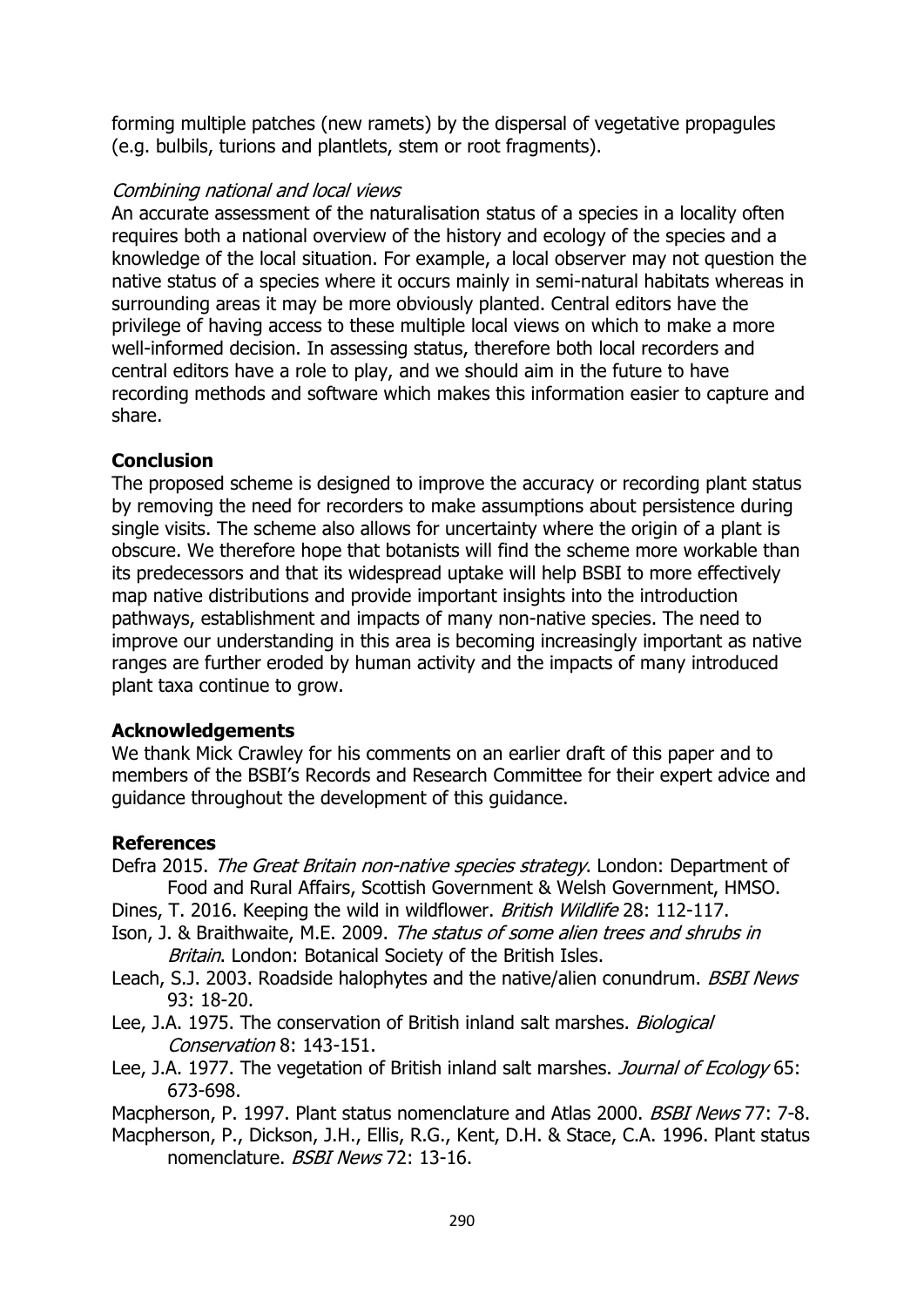forming multiple patches (new ramets) by the dispersal of vegetative propagules (e.g. bulbils, turions and plantlets, stem or root fragments).

*Combining national and local views*

An accurate assessment of the naturalisation status of a species in a locality often requires both a national overview of the history and ecology of the species and a knowledge of the local situation. For example, a local observer may not question the native status of a species where it occurs mainly in semi-natural habitats whereas in surrounding areas it may be more obviously planted. Central editors have the privilege of having access to these multiple local views on which to make a more well-informed decision. In assessing status, therefore both local recorders and central editors have a role to play, and we should aim in the future to have recording methods and software which makes this information easier to capture and share.

## Conclusion

The proposed scheme is designed to improve the accuracy or recording plant status by removing the need for recorders to make assumptions about persistence during single visits. The scheme also allows for uncertainty where the origin of a plant is obscure. We therefore hope that botanists will find the scheme more workable than its predecessors and that its widespread uptake will help BSBI to more effectively map native distributions and provide important insights into the introduction pathways, establishment and impacts of many non-native species. The need to improve our understanding in this area is becoming increasingly important as native ranges are further eroded by human activity and the impacts of many introduced plant taxa continue to grow.

## Acknowledgements

We thank Mick Crawley for his comments on an earlier draft of this paper and to members of the BSBI's Records and Research Committee for their expert advice and guidance throughout the development of this guidance.

## References

Defra 2015. *The Great Britain non-native species strategy*. London: Department of Food and Rural Affairs, Scottish Government & Welsh Government, HMSO.

Dines, T. 2016. Keeping the wild in wildflower. *British Wildlife* 28: 112-117.

Ison, J. & Braithwaite, M.E. 2009. *The status of some alien trees and shrubs in Britain*. London: Botanical Society of the British Isles.

Leach, S.J. 2003. Roadside halophytes and the native/alien conundrum. *BSBI News* 93: 18-20.

Lee, J.A. 1975. The conservation of British inland salt marshes. *Biological Conservation* 8: 143-151.

Lee, J.A. 1977. The vegetation of British inland salt marshes. *Journal of Ecology* 65: 673-698.

Macpherson, P. 1997. Plant status nomenclature and Atlas 2000. *BSBI News* 77: 7-8.

Macpherson, P., Dickson, J.H., Ellis, R.G., Kent, D.H. & Stace, C.A. 1996. Plant status nomenclature. *BSBI News* 72: 13-16.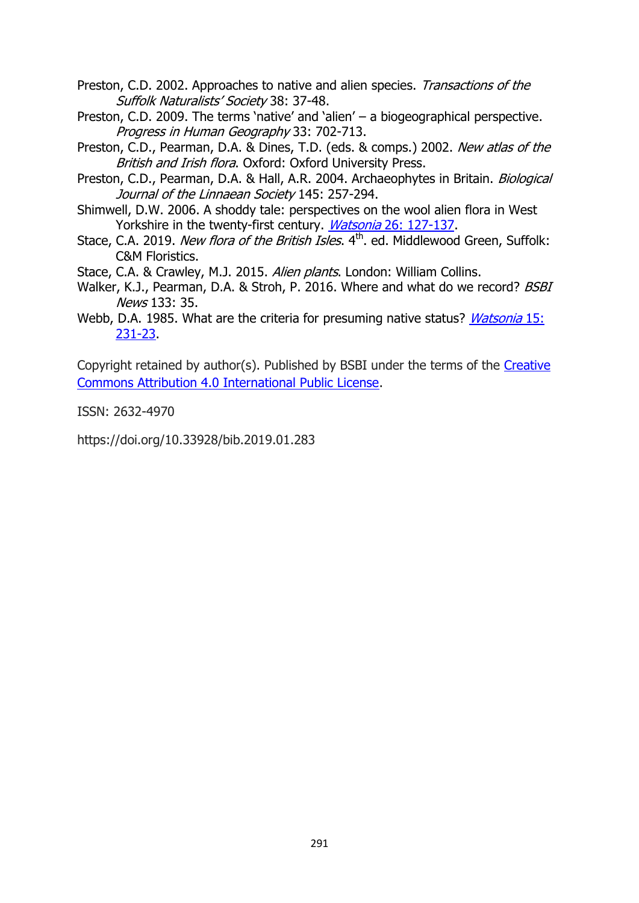Preston, C.D. 2002. Approaches to native and alien species. *Transactions of the Suffolk Naturalists' Society* 38: 37-48.

Preston, C.D. 2009. The terms 'native' and 'alien' – a biogeographical perspective. *Progress in Human Geography* 33: 702-713.

Preston, C.D., Pearman, D.A. & Dines, T.D. (eds. & comps.) 2002. *New atlas of the British and Irish flora*. Oxford: Oxford University Press.

Preston, C.D., Pearman, D.A. & Hall, A.R. 2004. Archaeophytes in Britain. *Biological Journal of the Linnaean Society* 145: 257-294.

Shimwell, D.W. 2006. A shoddy tale: perspectives on the wool alien flora in West Yorkshire in the twenty-first century. [*Watsonia* 26: 127-137](#).

Stace, C.A. 2019. *New flora of the British Isles*. 4th. ed. Middlewood Green, Suffolk: C&M Floristics.

Stace, C.A. & Crawley, M.J. 2015. *Alien plants*. London: William Collins.

Walker, K.J., Pearman, D.A. & Stroh, P. 2016. Where and what do we record? *BSBI News* 133: 35.

Webb, D.A. 1985. What are the criteria for presuming native status? [*Watsonia* 15: 231-23](#).

Copyright retained by author(s). Published by BSBI under the terms of the [Creative Commons Attribution 4.0 International Public License](#).

ISSN: 2632-4970

https://doi.org/10.33928/bib.2019.01.283